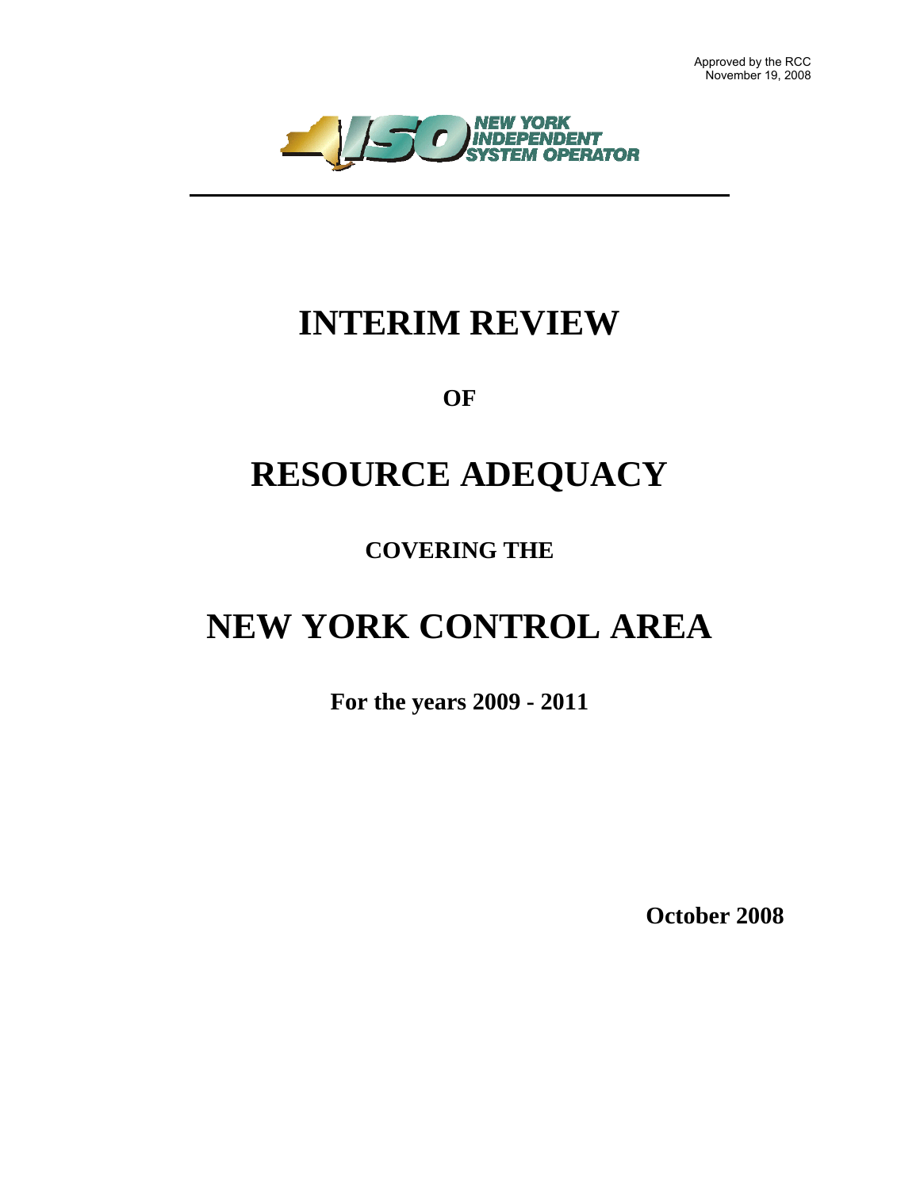Approved by the RCC
November 19, 2008

NEW YORK INDEPENDENT SYSTEM OPERATOR

# INTERIM REVIEW

**OF**

# RESOURCE ADEQUACY

**COVERING THE**

# NEW YORK CONTROL AREA

**For the years 2009 - 2011**

**October 2008**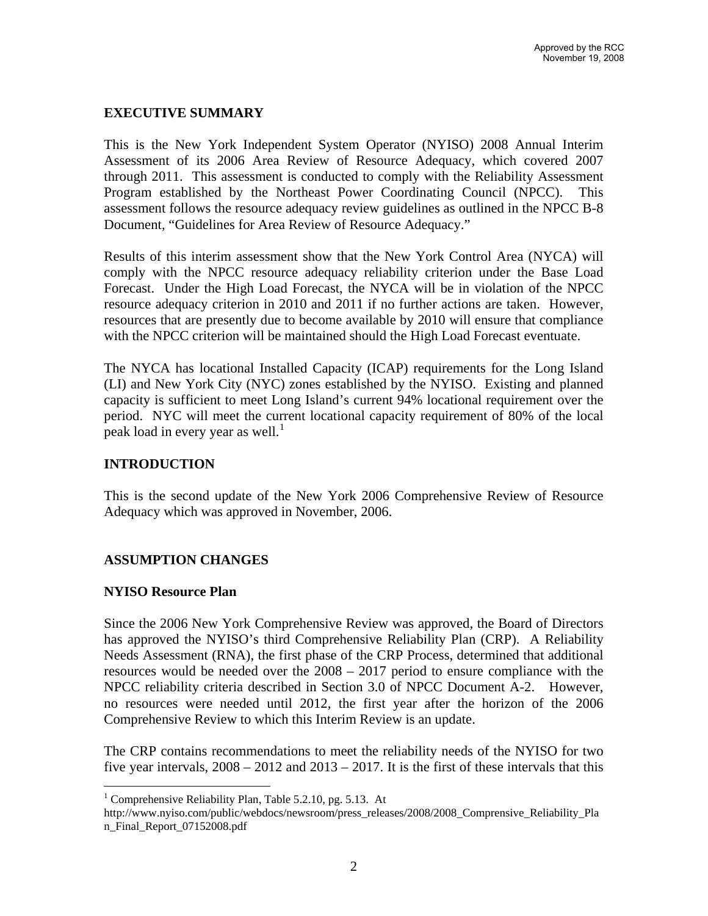Approved by the RCC
November 19, 2008

## EXECUTIVE SUMMARY

This is the New York Independent System Operator (NYISO) 2008 Annual Interim Assessment of its 2006 Area Review of Resource Adequacy, which covered 2007 through 2011. This assessment is conducted to comply with the Reliability Assessment Program established by the Northeast Power Coordinating Council (NPCC). This assessment follows the resource adequacy review guidelines as outlined in the NPCC B-8 Document, "Guidelines for Area Review of Resource Adequacy."

Results of this interim assessment show that the New York Control Area (NYCA) will comply with the NPCC resource adequacy reliability criterion under the Base Load Forecast. Under the High Load Forecast, the NYCA will be in violation of the NPCC resource adequacy criterion in 2010 and 2011 if no further actions are taken. However, resources that are presently due to become available by 2010 will ensure that compliance with the NPCC criterion will be maintained should the High Load Forecast eventuate.

The NYCA has locational Installed Capacity (ICAP) requirements for the Long Island (LI) and New York City (NYC) zones established by the NYISO. Existing and planned capacity is sufficient to meet Long Island's current 94% locational requirement over the period. NYC will meet the current locational capacity requirement of 80% of the local peak load in every year as well.[1]

## INTRODUCTION

This is the second update of the New York 2006 Comprehensive Review of Resource Adequacy which was approved in November, 2006.

## ASSUMPTION CHANGES

### NYISO Resource Plan

Since the 2006 New York Comprehensive Review was approved, the Board of Directors has approved the NYISO's third Comprehensive Reliability Plan (CRP). A Reliability Needs Assessment (RNA), the first phase of the CRP Process, determined that additional resources would be needed over the 2008 – 2017 period to ensure compliance with the NPCC reliability criteria described in Section 3.0 of NPCC Document A-2. However, no resources were needed until 2012, the first year after the horizon of the 2006 Comprehensive Review to which this Interim Review is an update.

The CRP contains recommendations to meet the reliability needs of the NYISO for two five year intervals, 2008 – 2012 and 2013 – 2017. It is the first of these intervals that this

---

[1] Comprehensive Reliability Plan, Table 5.2.10, pg. 5.13. At http://www.nyiso.com/public/webdocs/newsroom/press_releases/2008/2008_Comprensive_Reliability_Plan_Final_Report_07152008.pdf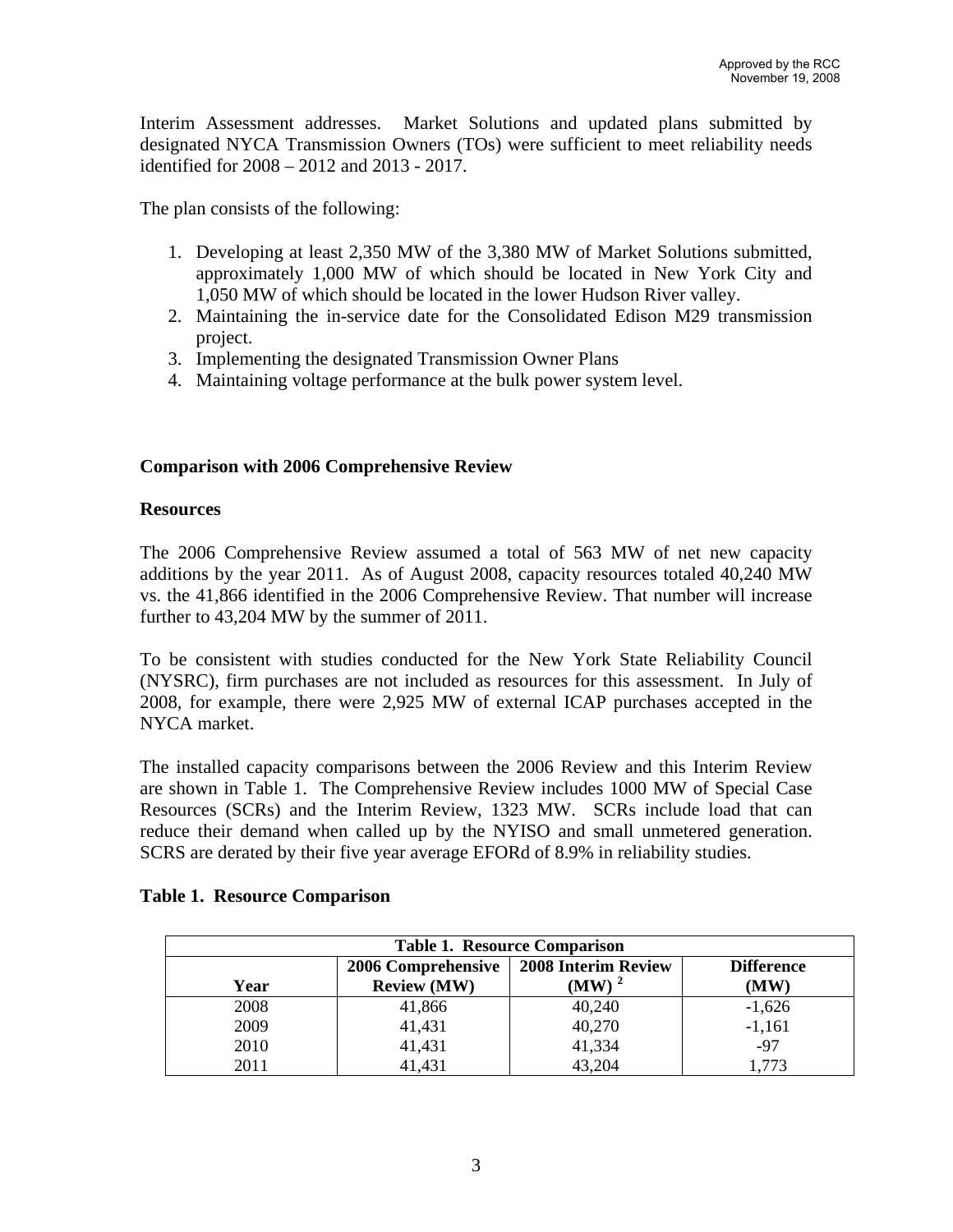Interim Assessment addresses. Market Solutions and updated plans submitted by designated NYCA Transmission Owners (TOs) were sufficient to meet reliability needs identified for 2008 – 2012 and 2013 - 2017.

The plan consists of the following:

1. Developing at least 2,350 MW of the 3,380 MW of Market Solutions submitted, approximately 1,000 MW of which should be located in New York City and 1,050 MW of which should be located in the lower Hudson River valley.
2. Maintaining the in-service date for the Consolidated Edison M29 transmission project.
3. Implementing the designated Transmission Owner Plans
4. Maintaining voltage performance at the bulk power system level.

## Comparison with 2006 Comprehensive Review

### Resources

The 2006 Comprehensive Review assumed a total of 563 MW of net new capacity additions by the year 2011. As of August 2008, capacity resources totaled 40,240 MW vs. the 41,866 identified in the 2006 Comprehensive Review. That number will increase further to 43,204 MW by the summer of 2011.

To be consistent with studies conducted for the New York State Reliability Council (NYSRC), firm purchases are not included as resources for this assessment. In July of 2008, for example, there were 2,925 MW of external ICAP purchases accepted in the NYCA market.

The installed capacity comparisons between the 2006 Review and this Interim Review are shown in Table 1. The Comprehensive Review includes 1000 MW of Special Case Resources (SCRs) and the Interim Review, 1323 MW. SCRs include load that can reduce their demand when called up by the NYISO and small unmetered generation. SCRS are derated by their five year average EFORd of 8.9% in reliability studies.

**Table 1. Resource Comparison**

| Year | 2006 Comprehensive Review (MW) | 2008 Interim Review (MW) [2] | Difference (MW) |
|---|---|---|---|
| 2008 | 41,866 | 40,240 | -1,626 |
| 2009 | 41,431 | 40,270 | -1,161 |
| 2010 | 41,431 | 41,334 | -97 |
| 2011 | 41,431 | 43,204 | 1,773 |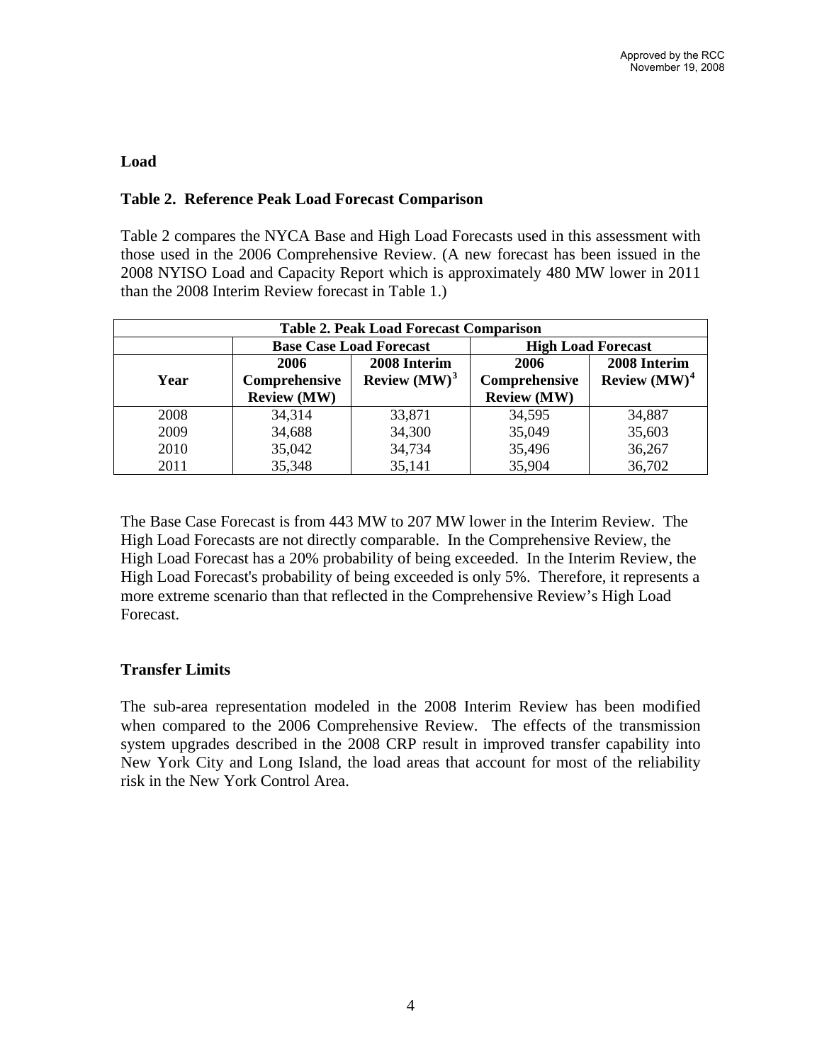## Load

### Table 2. Reference Peak Load Forecast Comparison

Table 2 compares the NYCA Base and High Load Forecasts used in this assessment with those used in the 2006 Comprehensive Review. (A new forecast has been issued in the 2008 NYISO Load and Capacity Report which is approximately 480 MW lower in 2011 than the 2008 Interim Review forecast in Table 1.)

| Table 2. Peak Load Forecast Comparison | | | | |
|---|---|---|---|---|
| | Base Case Load Forecast | | High Load Forecast | |
| Year | 2006 Comprehensive Review (MW) | 2008 Interim Review (MW)[3] | 2006 Comprehensive Review (MW) | 2008 Interim Review (MW)[4] |
| 2008 | 34,314 | 33,871 | 34,595 | 34,887 |
| 2009 | 34,688 | 34,300 | 35,049 | 35,603 |
| 2010 | 35,042 | 34,734 | 35,496 | 36,267 |
| 2011 | 35,348 | 35,141 | 35,904 | 36,702 |

The Base Case Forecast is from 443 MW to 207 MW lower in the Interim Review. The High Load Forecasts are not directly comparable. In the Comprehensive Review, the High Load Forecast has a 20% probability of being exceeded. In the Interim Review, the High Load Forecast's probability of being exceeded is only 5%. Therefore, it represents a more extreme scenario than that reflected in the Comprehensive Review's High Load Forecast.

## Transfer Limits

The sub-area representation modeled in the 2008 Interim Review has been modified when compared to the 2006 Comprehensive Review. The effects of the transmission system upgrades described in the 2008 CRP result in improved transfer capability into New York City and Long Island, the load areas that account for most of the reliability risk in the New York Control Area.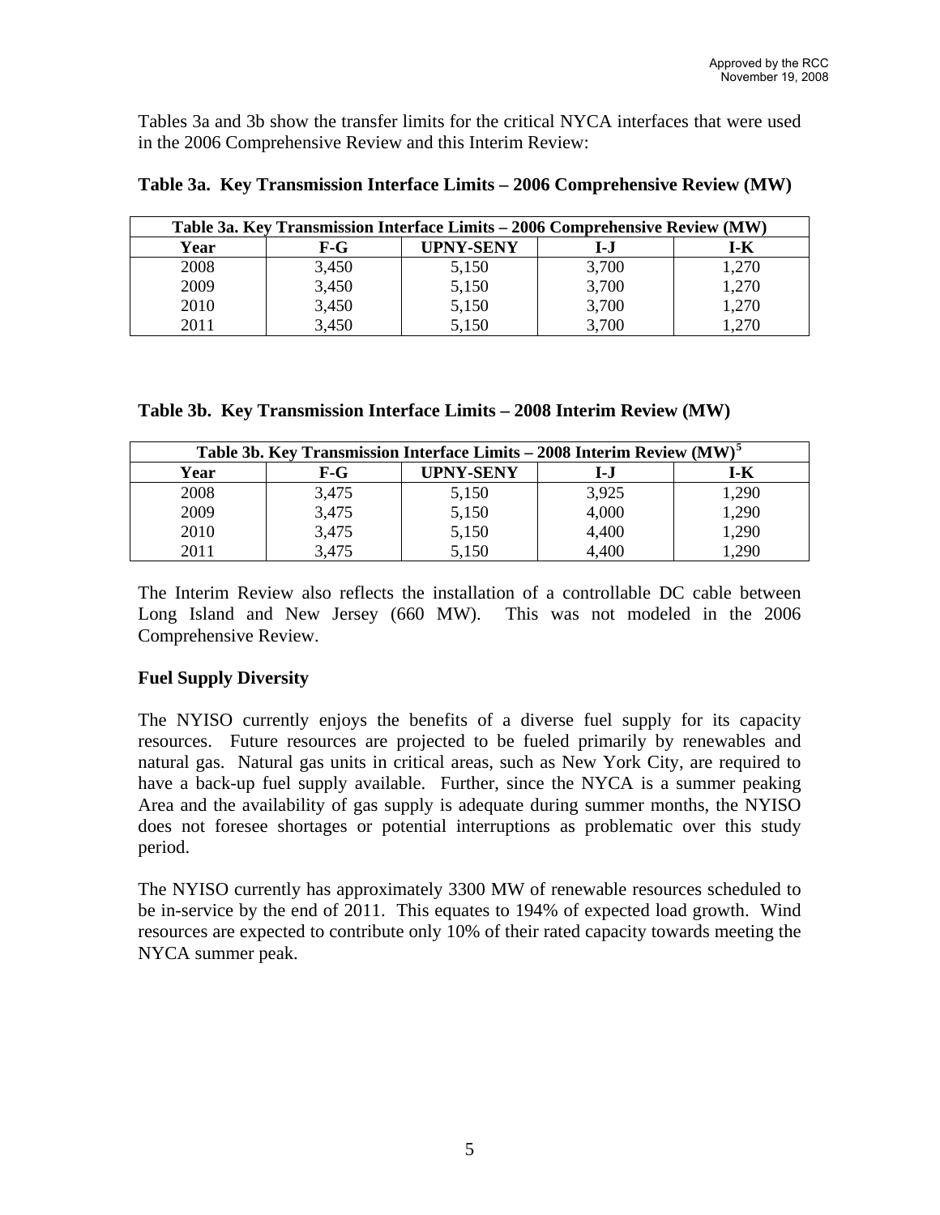Tables 3a and 3b show the transfer limits for the critical NYCA interfaces that were used in the 2006 Comprehensive Review and this Interim Review:

**Table 3a. Key Transmission Interface Limits – 2006 Comprehensive Review (MW)**

| Table 3a. Key Transmission Interface Limits – 2006 Comprehensive Review (MW) | | | | |
|---|---|---|---|---|
| **Year** | **F-G** | **UPNY-SENY** | **I-J** | **I-K** |
| 2008 | 3,450 | 5,150 | 3,700 | 1,270 |
| 2009 | 3,450 | 5,150 | 3,700 | 1,270 |
| 2010 | 3,450 | 5,150 | 3,700 | 1,270 |
| 2011 | 3,450 | 5,150 | 3,700 | 1,270 |

**Table 3b. Key Transmission Interface Limits – 2008 Interim Review (MW)**

| Table 3b. Key Transmission Interface Limits – 2008 Interim Review (MW)[5] | | | | |
|---|---|---|---|---|
| **Year** | **F-G** | **UPNY-SENY** | **I-J** | **I-K** |
| 2008 | 3,475 | 5,150 | 3,925 | 1,290 |
| 2009 | 3,475 | 5,150 | 4,000 | 1,290 |
| 2010 | 3,475 | 5,150 | 4,400 | 1,290 |
| 2011 | 3,475 | 5,150 | 4,400 | 1,290 |

The Interim Review also reflects the installation of a controllable DC cable between Long Island and New Jersey (660 MW). This was not modeled in the 2006 Comprehensive Review.

**Fuel Supply Diversity**

The NYISO currently enjoys the benefits of a diverse fuel supply for its capacity resources. Future resources are projected to be fueled primarily by renewables and natural gas. Natural gas units in critical areas, such as New York City, are required to have a back-up fuel supply available. Further, since the NYCA is a summer peaking Area and the availability of gas supply is adequate during summer months, the NYISO does not foresee shortages or potential interruptions as problematic over this study period.

The NYISO currently has approximately 3300 MW of renewable resources scheduled to be in-service by the end of 2011. This equates to 194% of expected load growth. Wind resources are expected to contribute only 10% of their rated capacity towards meeting the NYCA summer peak.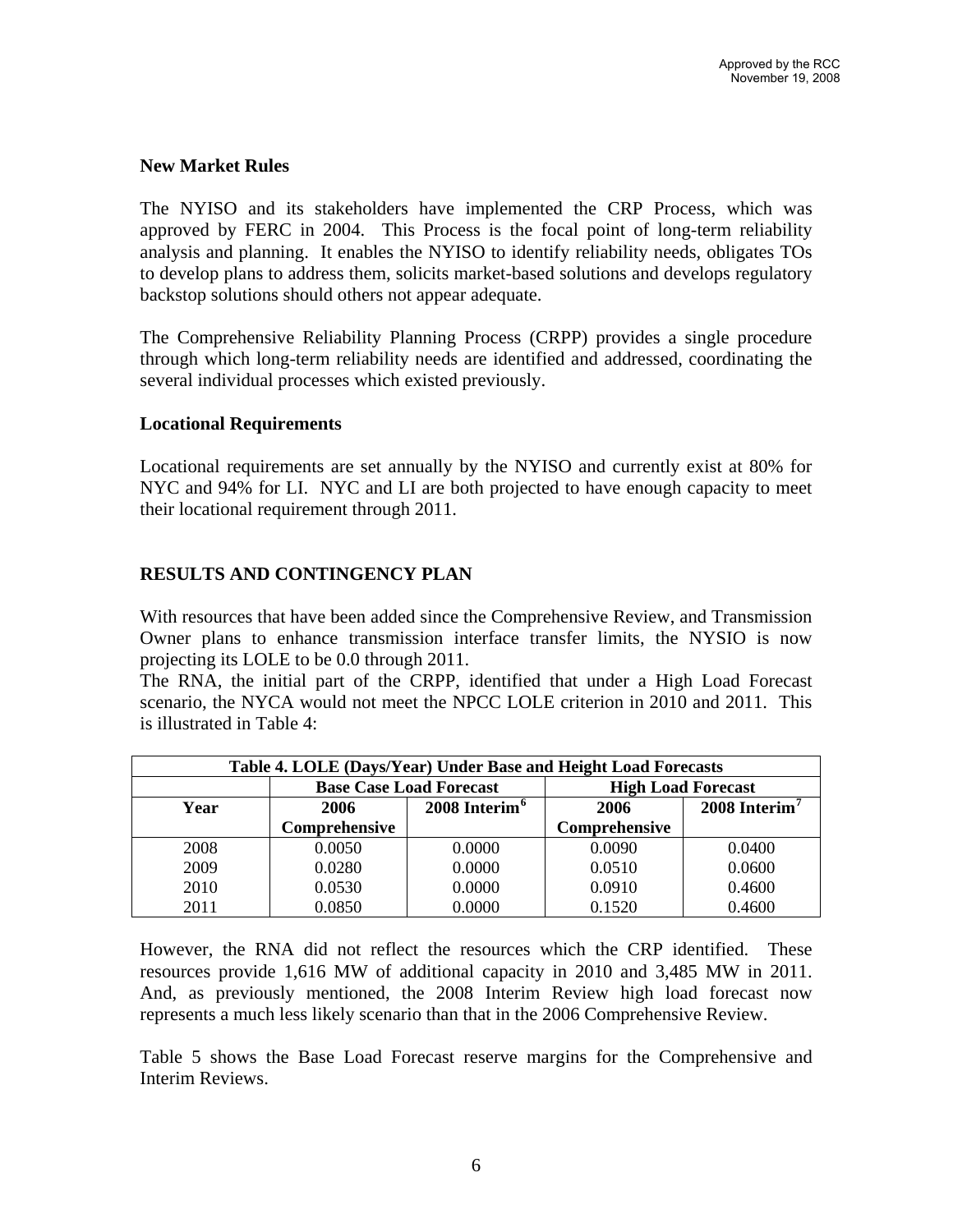**New Market Rules**

The NYISO and its stakeholders have implemented the CRP Process, which was approved by FERC in 2004. This Process is the focal point of long-term reliability analysis and planning. It enables the NYISO to identify reliability needs, obligates TOs to develop plans to address them, solicits market-based solutions and develops regulatory backstop solutions should others not appear adequate.

The Comprehensive Reliability Planning Process (CRPP) provides a single procedure through which long-term reliability needs are identified and addressed, coordinating the several individual processes which existed previously.

**Locational Requirements**

Locational requirements are set annually by the NYISO and currently exist at 80% for NYC and 94% for LI. NYC and LI are both projected to have enough capacity to meet their locational requirement through 2011.

## RESULTS AND CONTINGENCY PLAN

With resources that have been added since the Comprehensive Review, and Transmission Owner plans to enhance transmission interface transfer limits, the NYSIO is now projecting its LOLE to be 0.0 through 2011.

The RNA, the initial part of the CRPP, identified that under a High Load Forecast scenario, the NYCA would not meet the NPCC LOLE criterion in 2010 and 2011. This is illustrated in Table 4:

| Table 4. LOLE (Days/Year) Under Base and Height Load Forecasts | | | | |
|---|---|---|---|---|
| | Base Case Load Forecast | | High Load Forecast | |
| Year | 2006 Comprehensive | 2008 Interim[6] | 2006 Comprehensive | 2008 Interim[7] |
| 2008 | 0.0050 | 0.0000 | 0.0090 | 0.0400 |
| 2009 | 0.0280 | 0.0000 | 0.0510 | 0.0600 |
| 2010 | 0.0530 | 0.0000 | 0.0910 | 0.4600 |
| 2011 | 0.0850 | 0.0000 | 0.1520 | 0.4600 |

However, the RNA did not reflect the resources which the CRP identified. These resources provide 1,616 MW of additional capacity in 2010 and 3,485 MW in 2011. And, as previously mentioned, the 2008 Interim Review high load forecast now represents a much less likely scenario than that in the 2006 Comprehensive Review.

Table 5 shows the Base Load Forecast reserve margins for the Comprehensive and Interim Reviews.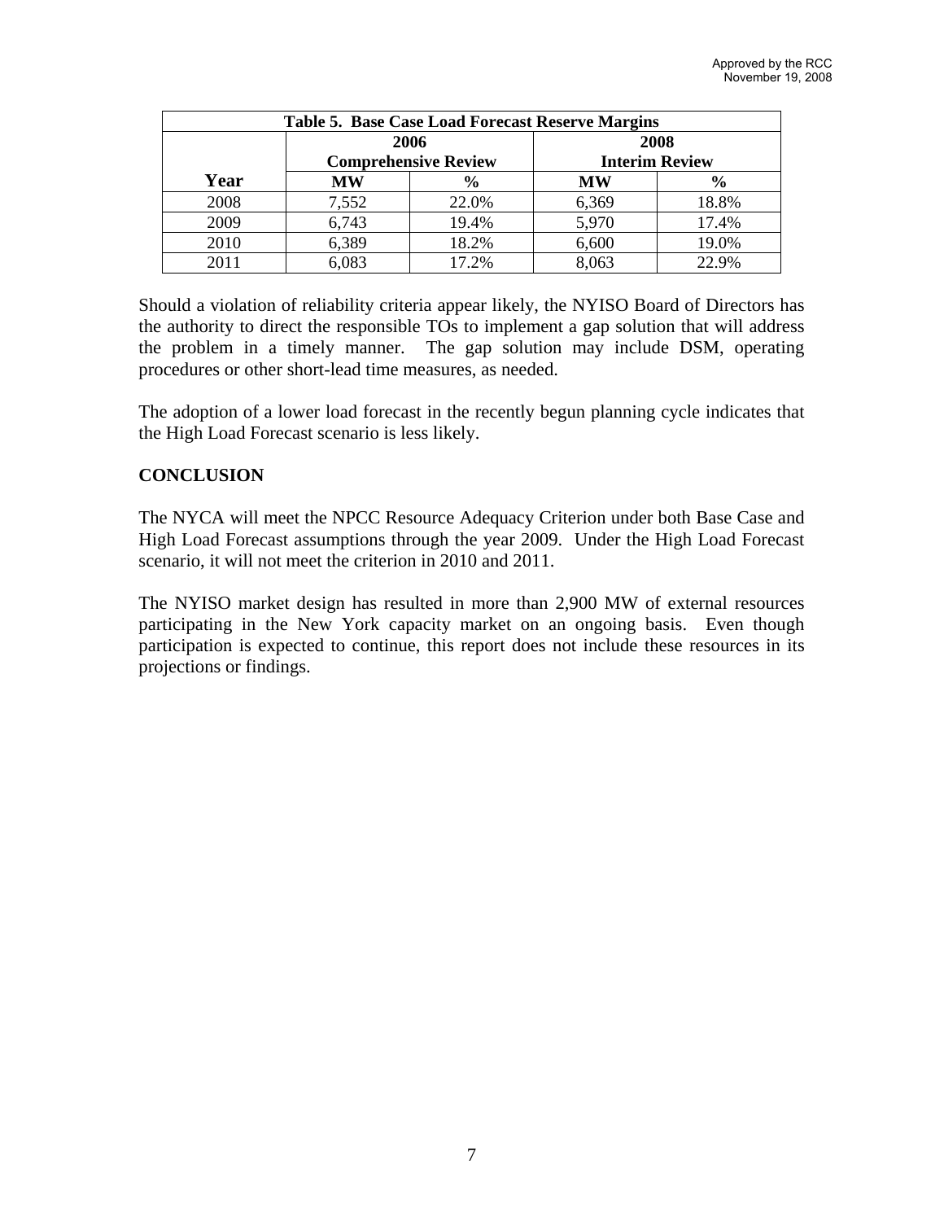| Table 5. Base Case Load Forecast Reserve Margins | | | | |
|---|---|---|---|---|
| | 2006 Comprehensive Review | | 2008 Interim Review | |
| Year | MW | % | MW | % |
| 2008 | 7,552 | 22.0% | 6,369 | 18.8% |
| 2009 | 6,743 | 19.4% | 5,970 | 17.4% |
| 2010 | 6,389 | 18.2% | 6,600 | 19.0% |
| 2011 | 6,083 | 17.2% | 8,063 | 22.9% |

Should a violation of reliability criteria appear likely, the NYISO Board of Directors has the authority to direct the responsible TOs to implement a gap solution that will address the problem in a timely manner. The gap solution may include DSM, operating procedures or other short-lead time measures, as needed.

The adoption of a lower load forecast in the recently begun planning cycle indicates that the High Load Forecast scenario is less likely.

**CONCLUSION**

The NYCA will meet the NPCC Resource Adequacy Criterion under both Base Case and High Load Forecast assumptions through the year 2009. Under the High Load Forecast scenario, it will not meet the criterion in 2010 and 2011.

The NYISO market design has resulted in more than 2,900 MW of external resources participating in the New York capacity market on an ongoing basis. Even though participation is expected to continue, this report does not include these resources in its projections or findings.